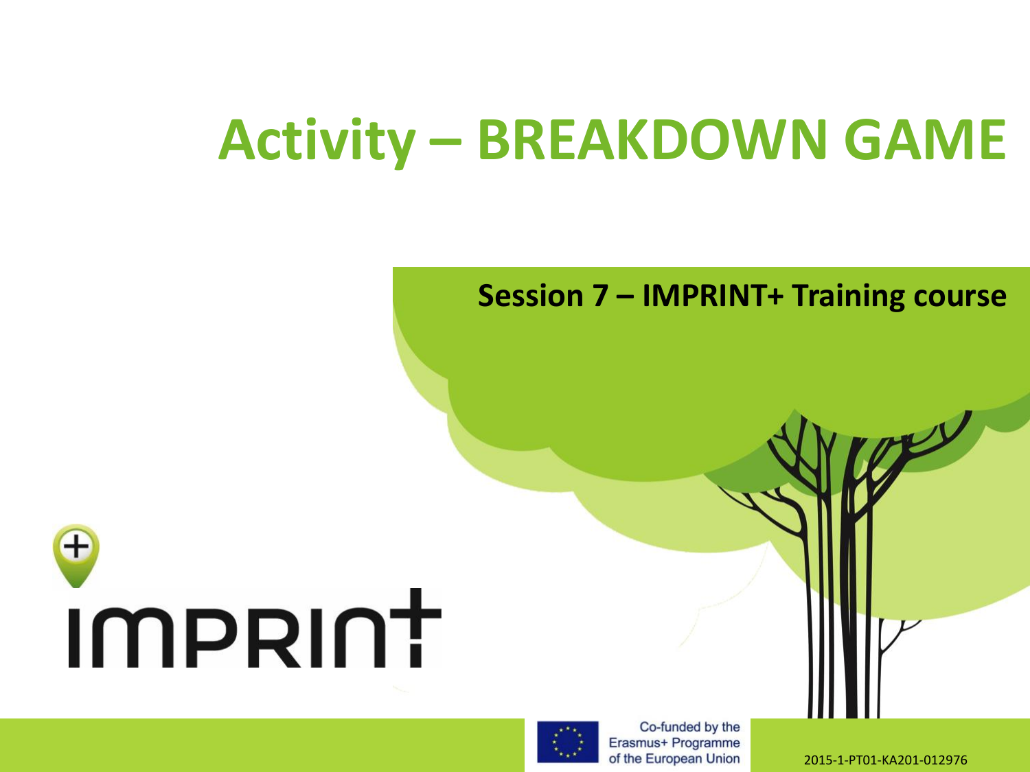# Activity – BREAKDOWN GAME

**Session 7 – IMPRINT+ Training course**

IMPRINT+

Co-funded by the Erasmus+ Programme of the European Union

2015-1-PT01-KA201-012976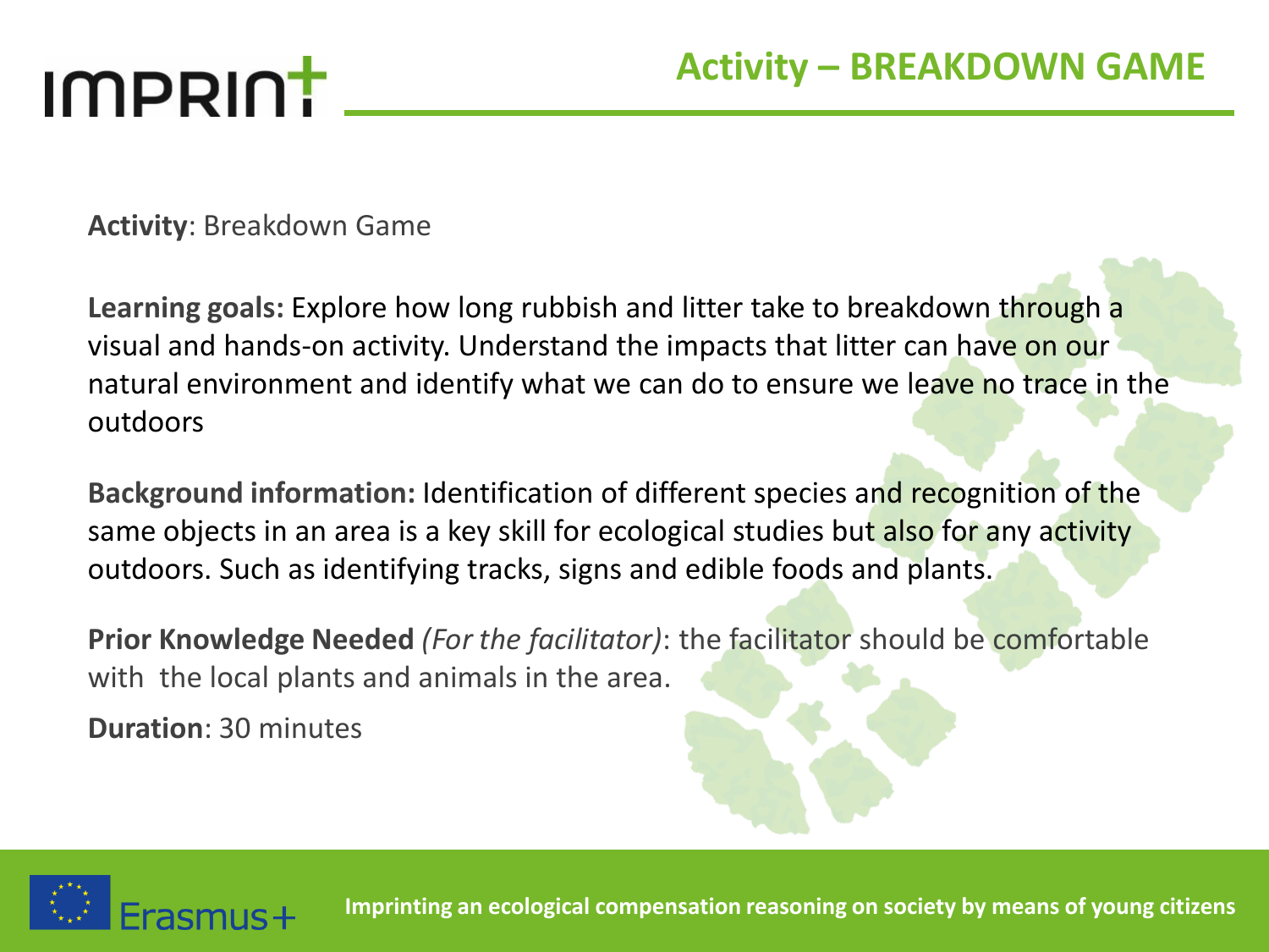# Activity – BREAKDOWN GAME

**Activity**: Breakdown Game

**Learning goals:** Explore how long rubbish and litter take to breakdown through a visual and hands-on activity. Understand the impacts that litter can have on our natural environment and identify what we can do to ensure we leave no trace in the outdoors

**Background information:** Identification of different species and recognition of the same objects in an area is a key skill for ecological studies but also for any activity outdoors. Such as identifying tracks, signs and edible foods and plants.

**Prior Knowledge Needed** *(For the facilitator)*: the facilitator should be comfortable with the local plants and animals in the area.

**Duration**: 30 minutes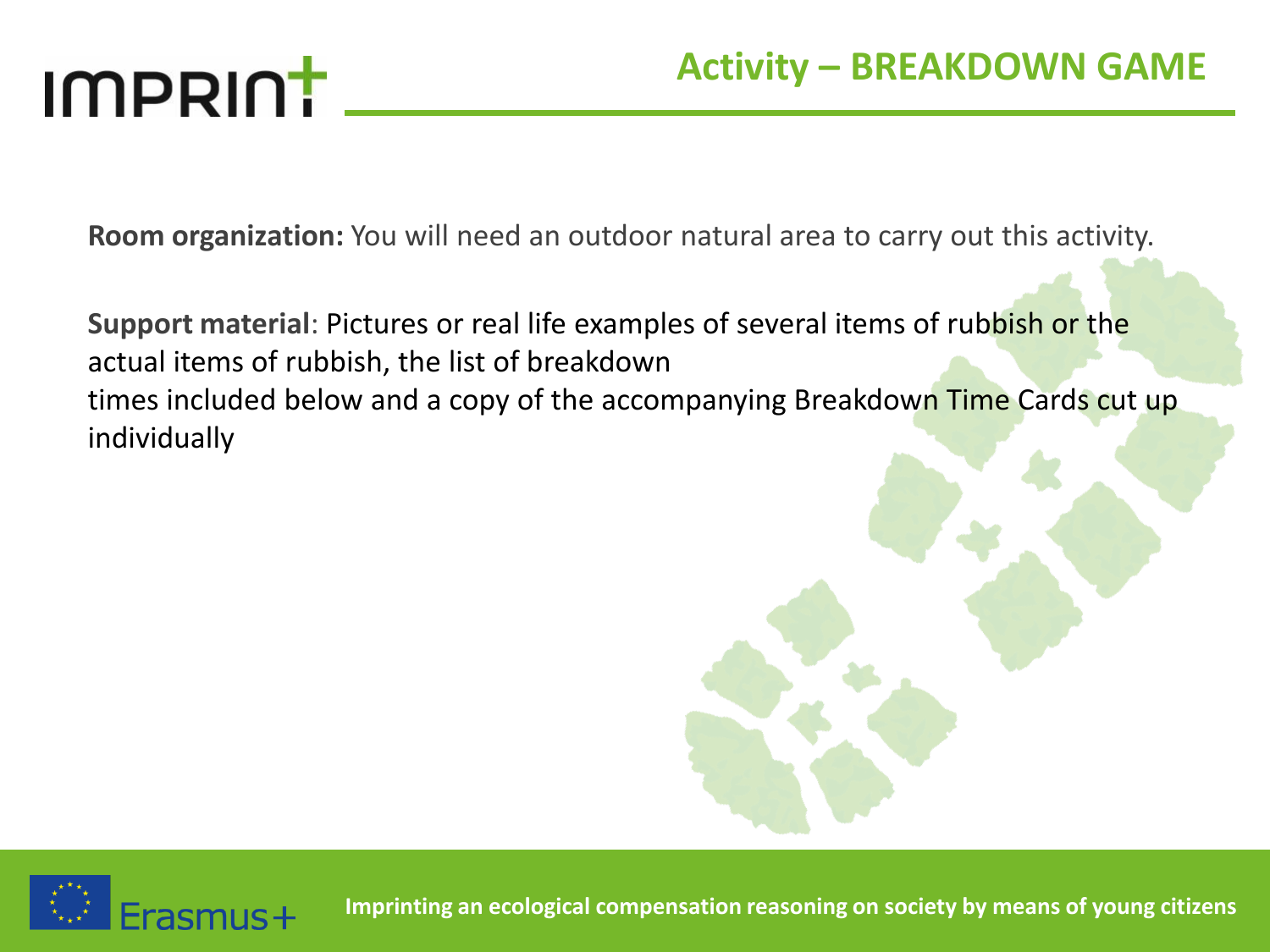## Activity – BREAKDOWN GAME

**Room organization:** You will need an outdoor natural area to carry out this activity.

**Support material**: Pictures or real life examples of several items of rubbish or the actual items of rubbish, the list of breakdown times included below and a copy of the accompanying Breakdown Time Cards cut up individually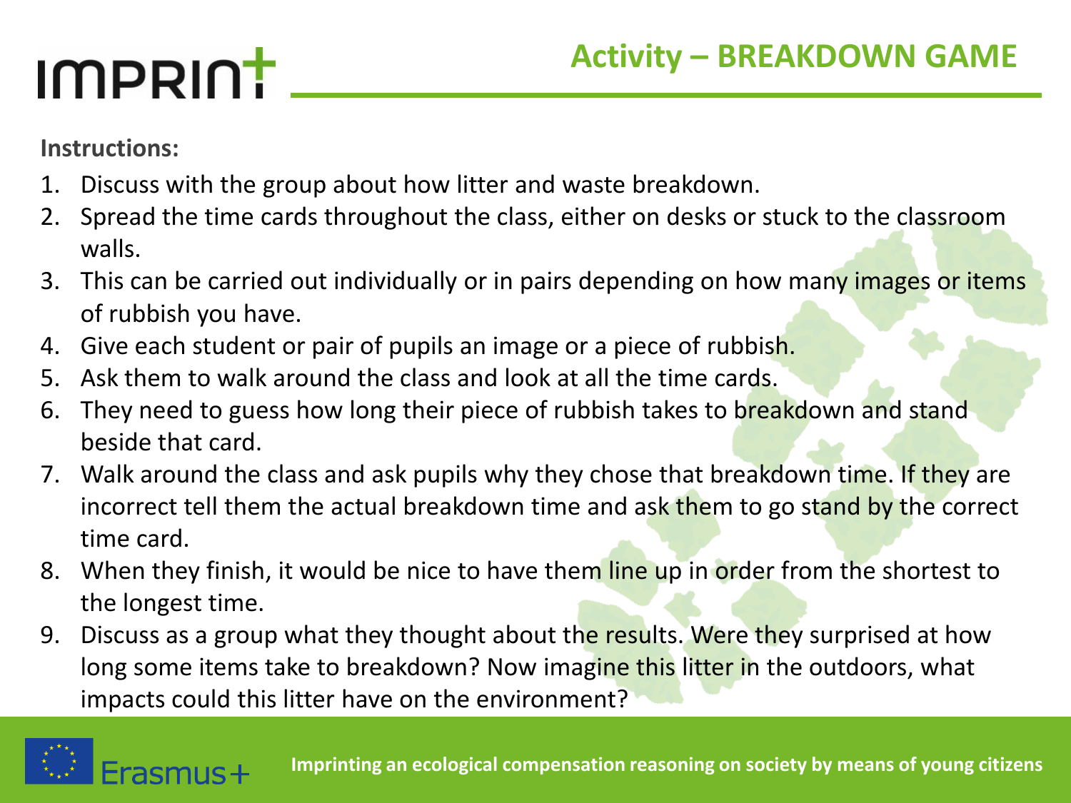## Activity – BREAKDOWN GAME

**Instructions:**

1. Discuss with the group about how litter and waste breakdown.
2. Spread the time cards throughout the class, either on desks or stuck to the classroom walls.
3. This can be carried out individually or in pairs depending on how many images or items of rubbish you have.
4. Give each student or pair of pupils an image or a piece of rubbish.
5. Ask them to walk around the class and look at all the time cards.
6. They need to guess how long their piece of rubbish takes to breakdown and stand beside that card.
7. Walk around the class and ask pupils why they chose that breakdown time. If they are incorrect tell them the actual breakdown time and ask them to go stand by the correct time card.
8. When they finish, it would be nice to have them line up in order from the shortest to the longest time.
9. Discuss as a group what they thought about the results. Were they surprised at how long some items take to breakdown? Now imagine this litter in the outdoors, what impacts could this litter have on the environment?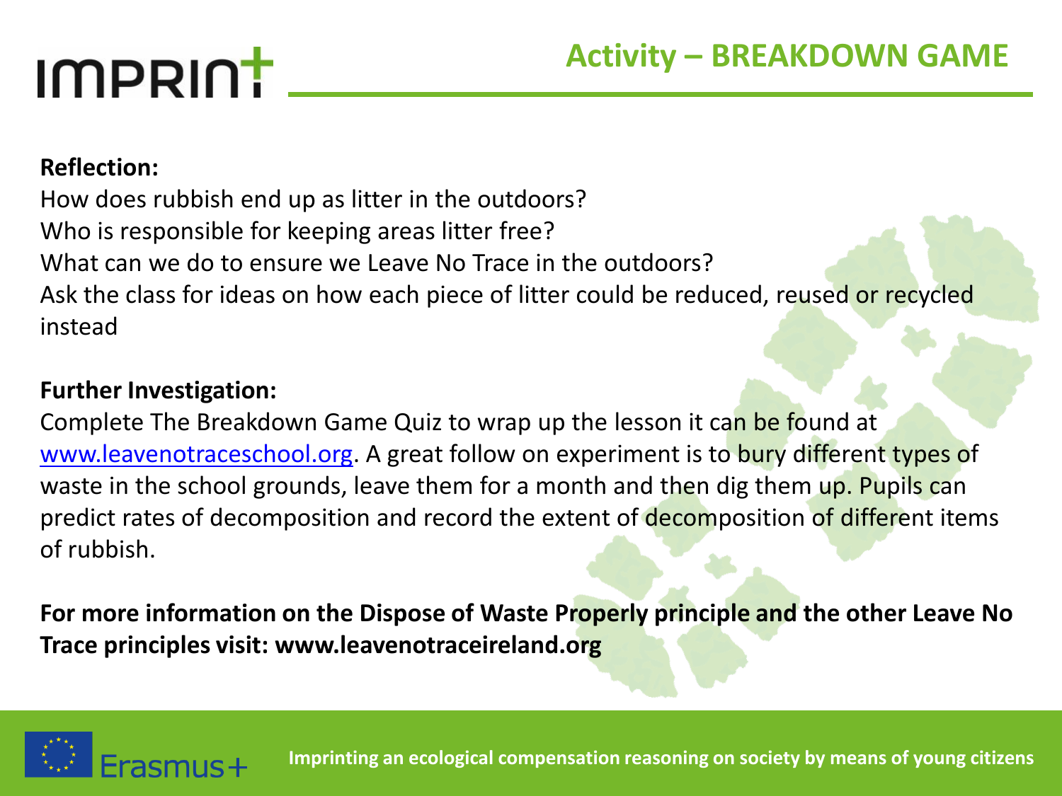# Activity – BREAKDOWN GAME

**Reflection:**

How does rubbish end up as litter in the outdoors?
Who is responsible for keeping areas litter free?
What can we do to ensure we Leave No Trace in the outdoors?
Ask the class for ideas on how each piece of litter could be reduced, reused or recycled instead

**Further Investigation:**

Complete The Breakdown Game Quiz to wrap up the lesson it can be found at www.leavenotraceschool.org. A great follow on experiment is to bury different types of waste in the school grounds, leave them for a month and then dig them up. Pupils can predict rates of decomposition and record the extent of decomposition of different items of rubbish.

**For more information on the Dispose of Waste Properly principle and the other Leave No Trace principles visit: www.leavenotraceireland.org**

Imprinting an ecological compensation reasoning on society by means of young citizens